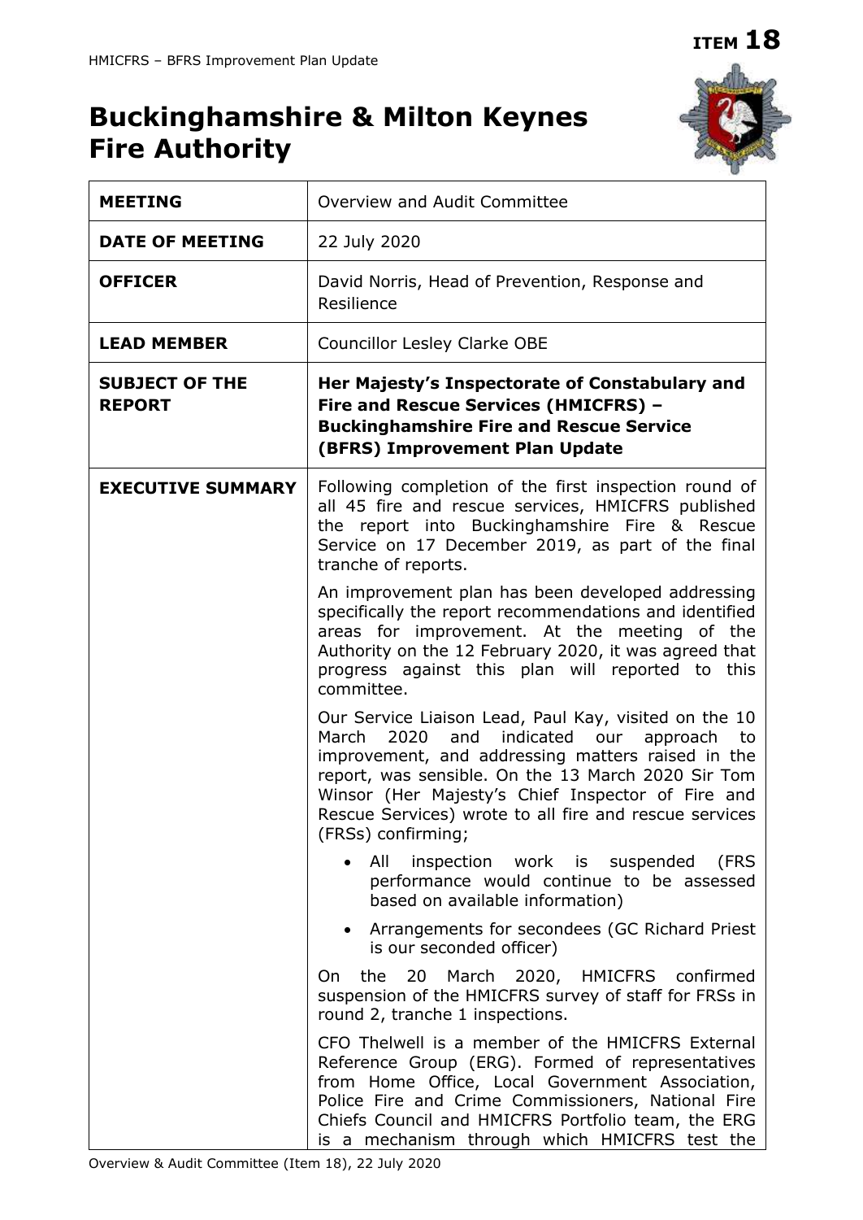**ITEM 18**

# Buckinghamshire & Milton Keynes Fire Authority

| | |
|---|---|
| **MEETING** | Overview and Audit Committee |
| **DATE OF MEETING** | 22 July 2020 |
| **OFFICER** | David Norris, Head of Prevention, Response and Resilience |
| **LEAD MEMBER** | Councillor Lesley Clarke OBE |
| **SUBJECT OF THE REPORT** | **Her Majesty's Inspectorate of Constabulary and Fire and Rescue Services (HMICFRS) – Buckinghamshire Fire and Rescue Service (BFRS) Improvement Plan Update** |
| **EXECUTIVE SUMMARY** | Following completion of the first inspection round of all 45 fire and rescue services, HMICFRS published the report into Buckinghamshire Fire & Rescue Service on 17 December 2019, as part of the final tranche of reports.<br><br>An improvement plan has been developed addressing specifically the report recommendations and identified areas for improvement. At the meeting of the Authority on the 12 February 2020, it was agreed that progress against this plan will reported to this committee.<br><br>Our Service Liaison Lead, Paul Kay, visited on the 10 March 2020 and indicated our approach to improvement, and addressing matters raised in the report, was sensible. On the 13 March 2020 Sir Tom Winsor (Her Majesty's Chief Inspector of Fire and Rescue Services) wrote to all fire and rescue services (FRSs) confirming;<br><br>• All inspection work is suspended (FRS performance would continue to be assessed based on available information)<br><br>• Arrangements for secondees (GC Richard Priest is our seconded officer)<br><br>On the 20 March 2020, HMICFRS confirmed suspension of the HMICFRS survey of staff for FRSs in round 2, tranche 1 inspections.<br><br>CFO Thelwell is a member of the HMICFRS External Reference Group (ERG). Formed of representatives from Home Office, Local Government Association, Police Fire and Crime Commissioners, National Fire Chiefs Council and HMICFRS Portfolio team, the ERG is a mechanism through which HMICFRS test the |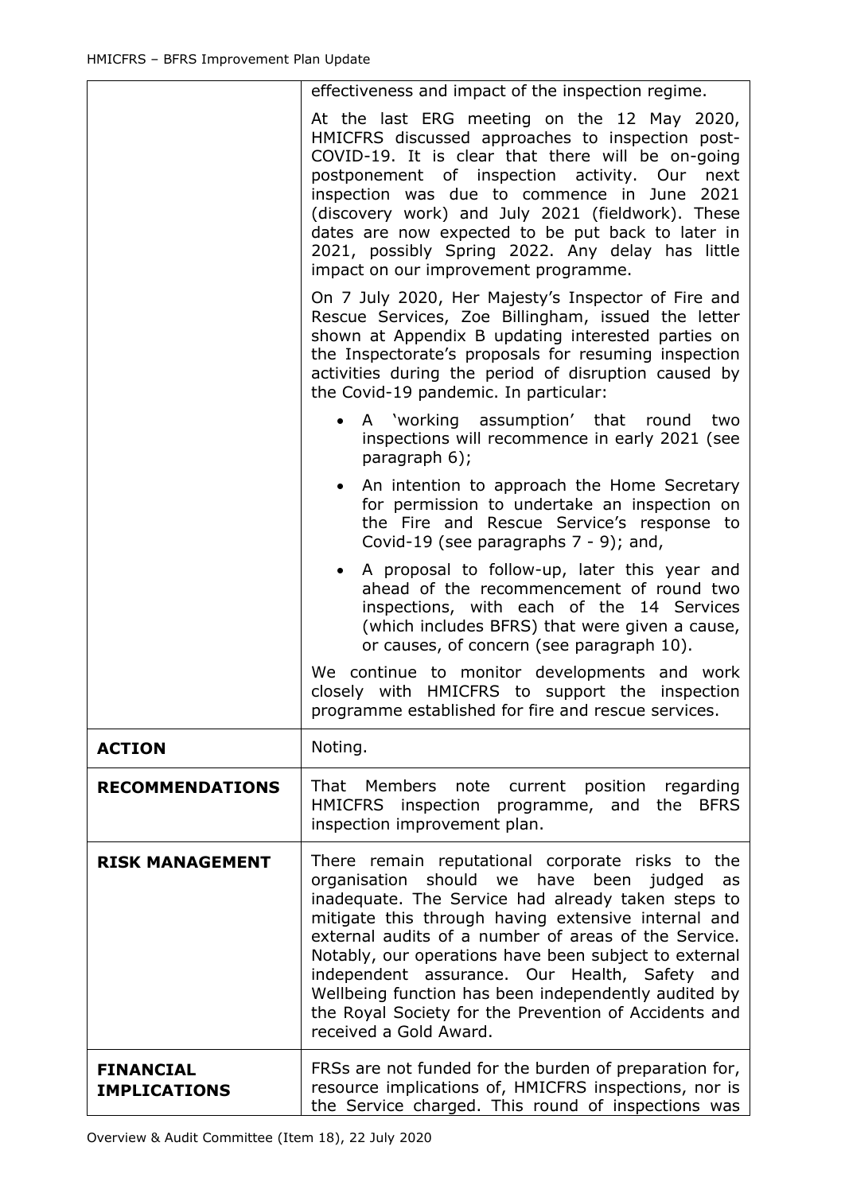| | |
|---|---|
| | effectiveness and impact of the inspection regime.<br><br>At the last ERG meeting on the 12 May 2020, HMICFRS discussed approaches to inspection post-COVID-19. It is clear that there will be on-going postponement of inspection activity. Our next inspection was due to commence in June 2021 (discovery work) and July 2021 (fieldwork). These dates are now expected to be put back to later in 2021, possibly Spring 2022. Any delay has little impact on our improvement programme.<br><br>On 7 July 2020, Her Majesty's Inspector of Fire and Rescue Services, Zoe Billingham, issued the letter shown at Appendix B updating interested parties on the Inspectorate's proposals for resuming inspection activities during the period of disruption caused by the Covid-19 pandemic. In particular:<br><br>• A 'working assumption' that round two inspections will recommence in early 2021 (see paragraph 6);<br>• An intention to approach the Home Secretary for permission to undertake an inspection on the Fire and Rescue Service's response to Covid-19 (see paragraphs 7 - 9); and,<br>• A proposal to follow-up, later this year and ahead of the recommencement of round two inspections, with each of the 14 Services (which includes BFRS) that were given a cause, or causes, of concern (see paragraph 10).<br><br>We continue to monitor developments and work closely with HMICFRS to support the inspection programme established for fire and rescue services. |
| **ACTION** | Noting. |
| **RECOMMENDATIONS** | That Members note current position regarding HMICFRS inspection programme, and the BFRS inspection improvement plan. |
| **RISK MANAGEMENT** | There remain reputational corporate risks to the organisation should we have been judged as inadequate. The Service had already taken steps to mitigate this through having extensive internal and external audits of a number of areas of the Service. Notably, our operations have been subject to external independent assurance. Our Health, Safety and Wellbeing function has been independently audited by the Royal Society for the Prevention of Accidents and received a Gold Award. |
| **FINANCIAL IMPLICATIONS** | FRSs are not funded for the burden of preparation for, resource implications of, HMICFRS inspections, nor is the Service charged. This round of inspections was |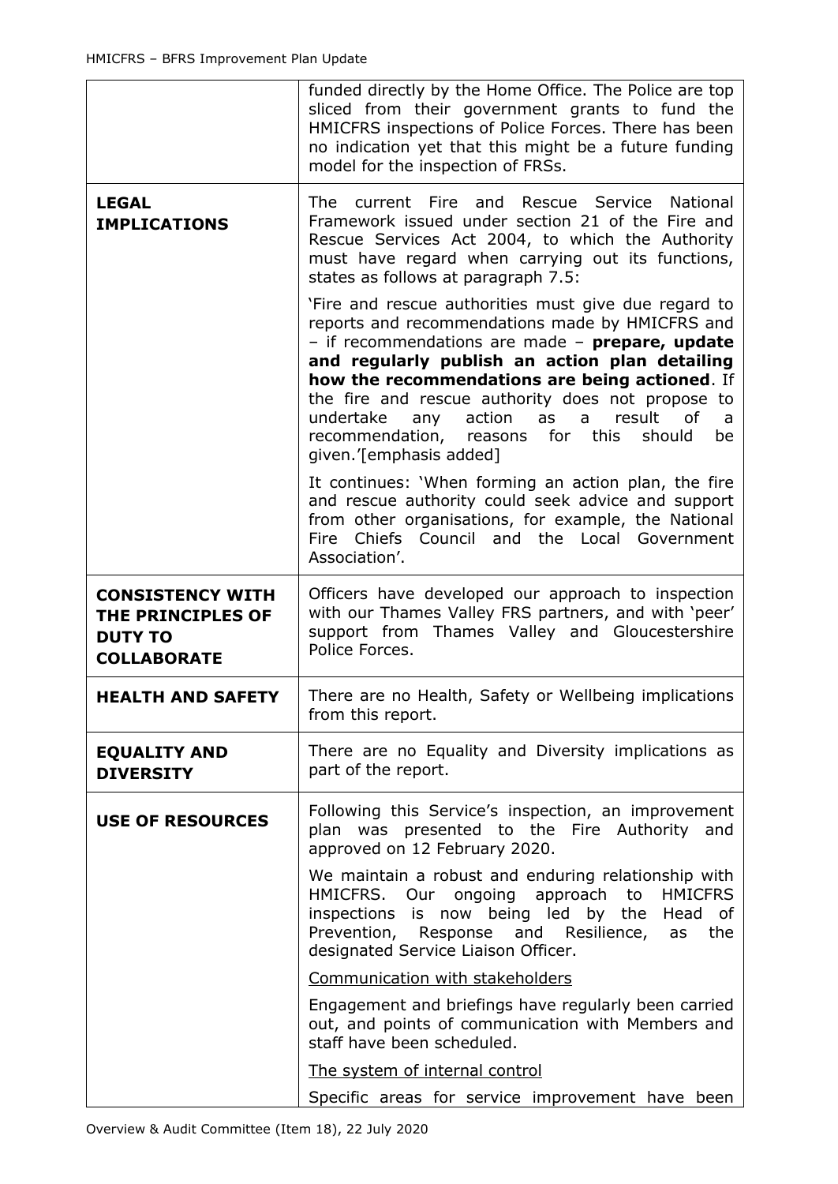|  |  |
|---|---|
|  | funded directly by the Home Office. The Police are top sliced from their government grants to fund the HMICFRS inspections of Police Forces. There has been no indication yet that this might be a future funding model for the inspection of FRSs. |
| **LEGAL IMPLICATIONS** | The current Fire and Rescue Service National Framework issued under section 21 of the Fire and Rescue Services Act 2004, to which the Authority must have regard when carrying out its functions, states as follows at paragraph 7.5:<br><br>'Fire and rescue authorities must give due regard to reports and recommendations made by HMICFRS and – if recommendations are made – **prepare, update and regularly publish an action plan detailing how the recommendations are being actioned**. If the fire and rescue authority does not propose to undertake any action as a result of a recommendation, reasons for this should be given.'[emphasis added]<br><br>It continues: 'When forming an action plan, the fire and rescue authority could seek advice and support from other organisations, for example, the National Fire Chiefs Council and the Local Government Association'. |
| **CONSISTENCY WITH THE PRINCIPLES OF DUTY TO COLLABORATE** | Officers have developed our approach to inspection with our Thames Valley FRS partners, and with 'peer' support from Thames Valley and Gloucestershire Police Forces. |
| **HEALTH AND SAFETY** | There are no Health, Safety or Wellbeing implications from this report. |
| **EQUALITY AND DIVERSITY** | There are no Equality and Diversity implications as part of the report. |
| **USE OF RESOURCES** | Following this Service's inspection, an improvement plan was presented to the Fire Authority and approved on 12 February 2020.<br><br>We maintain a robust and enduring relationship with HMICFRS. Our ongoing approach to HMICFRS inspections is now being led by the Head of Prevention, Response and Resilience, as the designated Service Liaison Officer.<br><br><u>Communication with stakeholders</u><br><br>Engagement and briefings have regularly been carried out, and points of communication with Members and staff have been scheduled.<br><br><u>The system of internal control</u><br><br>Specific areas for service improvement have been |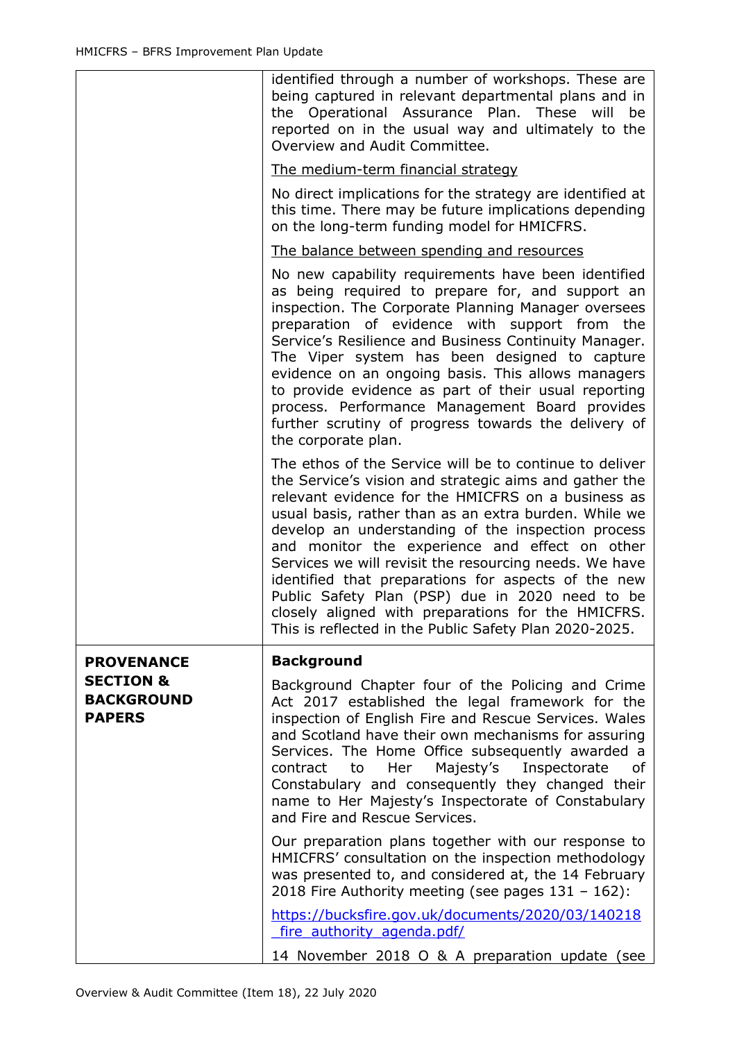| | |
|---|---|
| | identified through a number of workshops. These are being captured in relevant departmental plans and in the Operational Assurance Plan. These will be reported on in the usual way and ultimately to the Overview and Audit Committee.<br><br><u>The medium-term financial strategy</u><br><br>No direct implications for the strategy are identified at this time. There may be future implications depending on the long-term funding model for HMICFRS.<br><br><u>The balance between spending and resources</u><br><br>No new capability requirements have been identified as being required to prepare for, and support an inspection. The Corporate Planning Manager oversees preparation of evidence with support from the Service's Resilience and Business Continuity Manager. The Viper system has been designed to capture evidence on an ongoing basis. This allows managers to provide evidence as part of their usual reporting process. Performance Management Board provides further scrutiny of progress towards the delivery of the corporate plan.<br><br>The ethos of the Service will be to continue to deliver the Service's vision and strategic aims and gather the relevant evidence for the HMICFRS on a business as usual basis, rather than as an extra burden. While we develop an understanding of the inspection process and monitor the experience and effect on other Services we will revisit the resourcing needs. We have identified that preparations for aspects of the new Public Safety Plan (PSP) due in 2020 need to be closely aligned with preparations for the HMICFRS. This is reflected in the Public Safety Plan 2020-2025. |
| **PROVENANCE SECTION & BACKGROUND PAPERS** | **Background**<br><br>Background Chapter four of the Policing and Crime Act 2017 established the legal framework for the inspection of English Fire and Rescue Services. Wales and Scotland have their own mechanisms for assuring Services. The Home Office subsequently awarded a contract to Her Majesty's Inspectorate of Constabulary and consequently they changed their name to Her Majesty's Inspectorate of Constabulary and Fire and Rescue Services.<br><br>Our preparation plans together with our response to HMICFRS' consultation on the inspection methodology was presented to, and considered at, the 14 February 2018 Fire Authority meeting (see pages 131 – 162):<br><br>[https://bucksfire.gov.uk/documents/2020/03/140218_fire_authority_agenda.pdf/](https://bucksfire.gov.uk/documents/2020/03/140218_fire_authority_agenda.pdf/)<br><br>14 November 2018 O & A preparation update (see |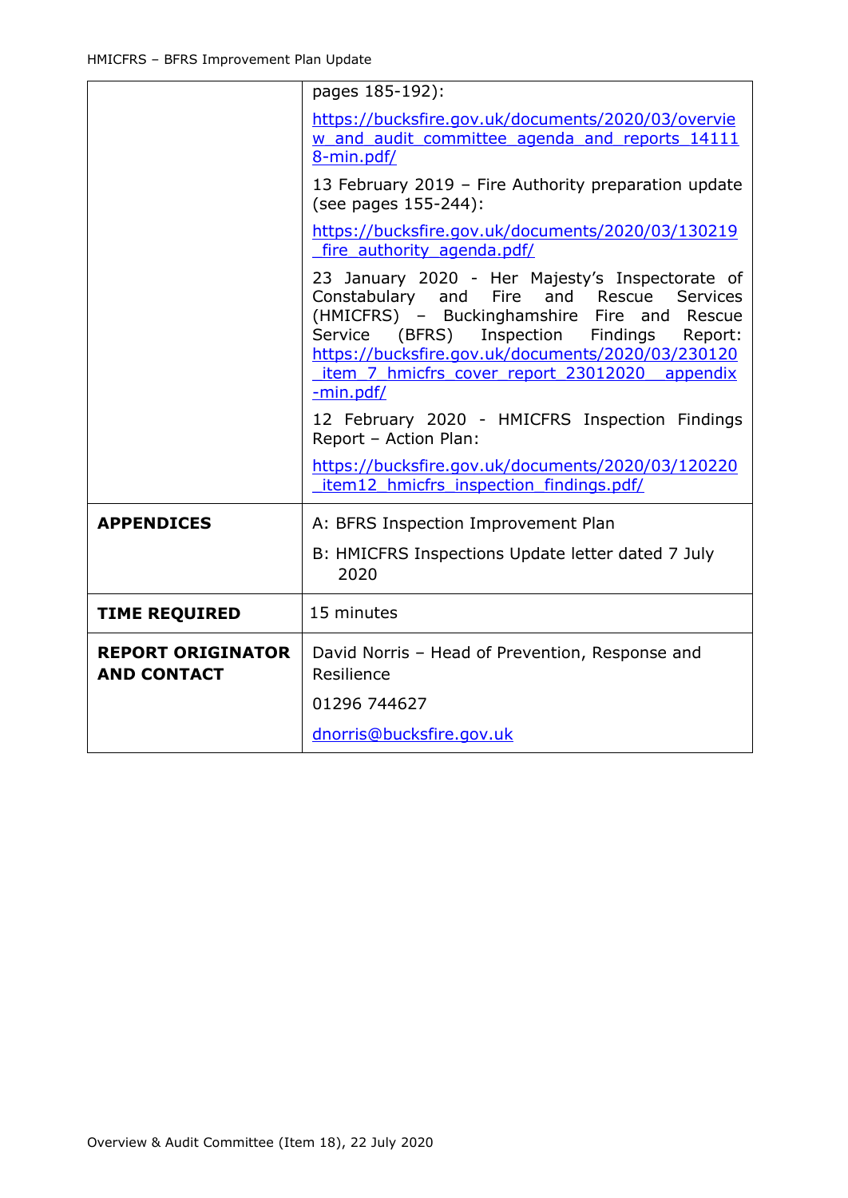| | |
|---|---|
| | pages 185-192): https://bucksfire.gov.uk/documents/2020/03/overview_and_audit_committee_agenda_and_reports_141118-min.pdf/ 13 February 2019 – Fire Authority preparation update (see pages 155-244): https://bucksfire.gov.uk/documents/2020/03/130219_fire_authority_agenda.pdf/ 23 January 2020 - Her Majesty's Inspectorate of Constabulary and Fire and Rescue Services (HMICFRS) – Buckinghamshire Fire and Rescue Service (BFRS) Inspection Findings Report: https://bucksfire.gov.uk/documents/2020/03/230120_item_7_hmicfrs_cover_report_23012020__appendix-min.pdf/ 12 February 2020 - HMICFRS Inspection Findings Report – Action Plan: https://bucksfire.gov.uk/documents/2020/03/120220_item12_hmicfrs_inspection_findings.pdf/ |
| **APPENDICES** | A: BFRS Inspection Improvement Plan B: HMICFRS Inspections Update letter dated 7 July 2020 |
| **TIME REQUIRED** | 15 minutes |
| **REPORT ORIGINATOR AND CONTACT** | David Norris – Head of Prevention, Response and Resilience 01296 744627 dnorris@bucksfire.gov.uk |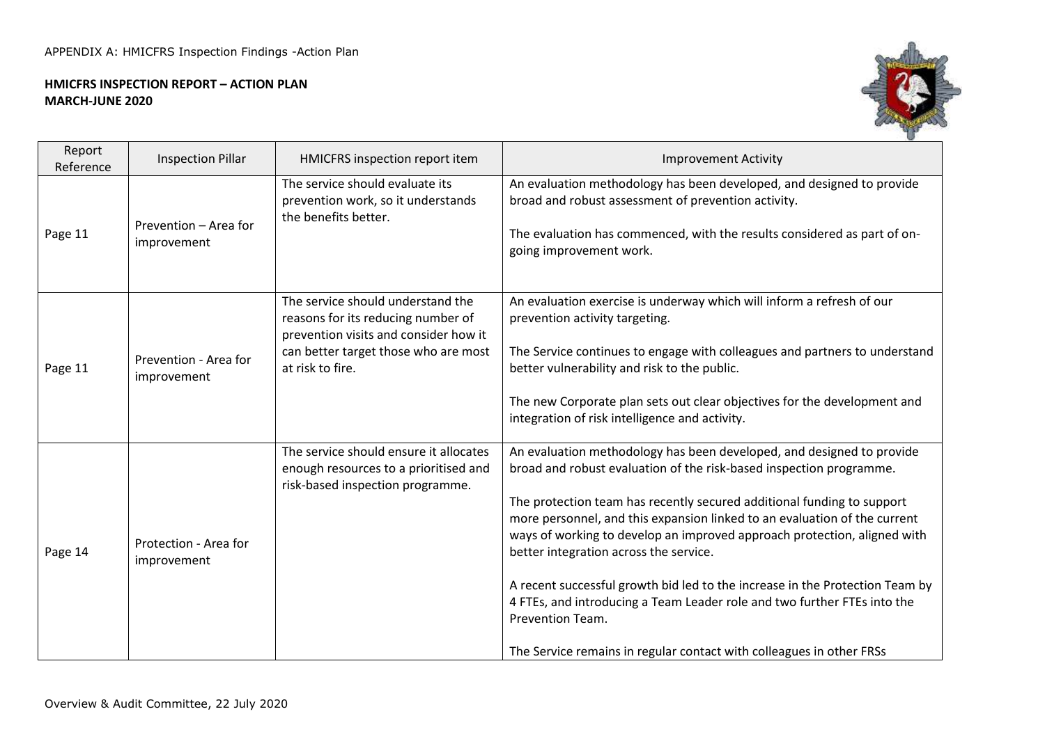APPENDIX A: HMICFRS Inspection Findings -Action Plan

**HMICFRS INSPECTION REPORT – ACTION PLAN**
**MARCH-JUNE 2020**

| Report Reference | Inspection Pillar | HMICFRS inspection report item | Improvement Activity |
|---|---|---|---|
| Page 11 | Prevention – Area for improvement | The service should evaluate its prevention work, so it understands the benefits better. | An evaluation methodology has been developed, and designed to provide broad and robust assessment of prevention activity.<br><br>The evaluation has commenced, with the results considered as part of on-going improvement work. |
| Page 11 | Prevention - Area for improvement | The service should understand the reasons for its reducing number of prevention visits and consider how it can better target those who are most at risk to fire. | An evaluation exercise is underway which will inform a refresh of our prevention activity targeting.<br><br>The Service continues to engage with colleagues and partners to understand better vulnerability and risk to the public.<br><br>The new Corporate plan sets out clear objectives for the development and integration of risk intelligence and activity. |
| Page 14 | Protection - Area for improvement | The service should ensure it allocates enough resources to a prioritised and risk-based inspection programme. | An evaluation methodology has been developed, and designed to provide broad and robust evaluation of the risk-based inspection programme.<br><br>The protection team has recently secured additional funding to support more personnel, and this expansion linked to an evaluation of the current ways of working to develop an improved approach protection, aligned with better integration across the service.<br><br>A recent successful growth bid led to the increase in the Protection Team by 4 FTEs, and introducing a Team Leader role and two further FTEs into the Prevention Team.<br><br>The Service remains in regular contact with colleagues in other FRSs |

Overview & Audit Committee, 22 July 2020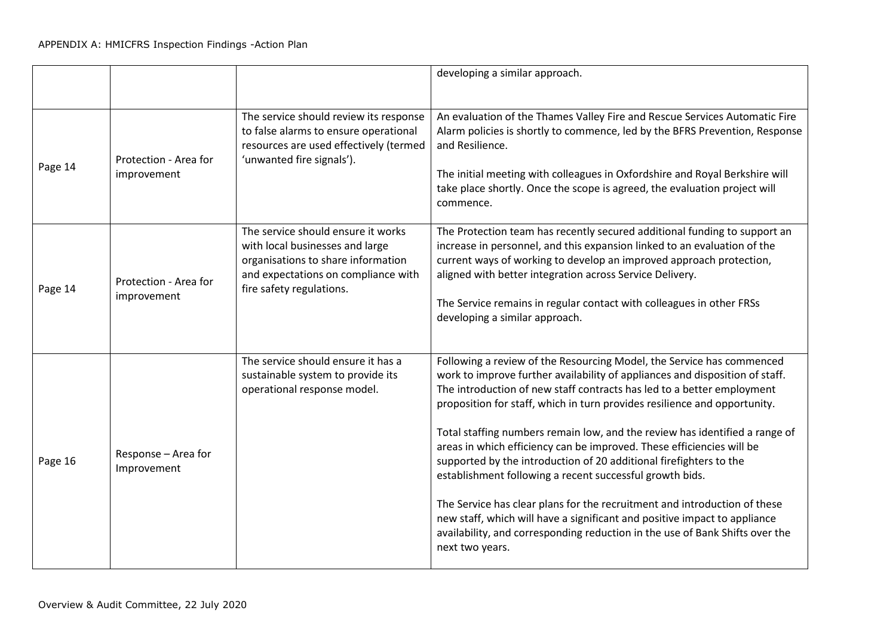| | | | developing a similar approach. |
|---|---|---|---|
| Page 14 | Protection - Area for improvement | The service should review its response to false alarms to ensure operational resources are used effectively (termed 'unwanted fire signals'). | An evaluation of the Thames Valley Fire and Rescue Services Automatic Fire Alarm policies is shortly to commence, led by the BFRS Prevention, Response and Resilience.<br><br>The initial meeting with colleagues in Oxfordshire and Royal Berkshire will take place shortly. Once the scope is agreed, the evaluation project will commence. |
| Page 14 | Protection - Area for improvement | The service should ensure it works with local businesses and large organisations to share information and expectations on compliance with fire safety regulations. | The Protection team has recently secured additional funding to support an increase in personnel, and this expansion linked to an evaluation of the current ways of working to develop an improved approach protection, aligned with better integration across Service Delivery.<br><br>The Service remains in regular contact with colleagues in other FRSs developing a similar approach. |
| Page 16 | Response – Area for Improvement | The service should ensure it has a sustainable system to provide its operational response model. | Following a review of the Resourcing Model, the Service has commenced work to improve further availability of appliances and disposition of staff. The introduction of new staff contracts has led to a better employment proposition for staff, which in turn provides resilience and opportunity.<br><br>Total staffing numbers remain low, and the review has identified a range of areas in which efficiency can be improved. These efficiencies will be supported by the introduction of 20 additional firefighters to the establishment following a recent successful growth bids.<br><br>The Service has clear plans for the recruitment and introduction of these new staff, which will have a significant and positive impact to appliance availability, and corresponding reduction in the use of Bank Shifts over the next two years. |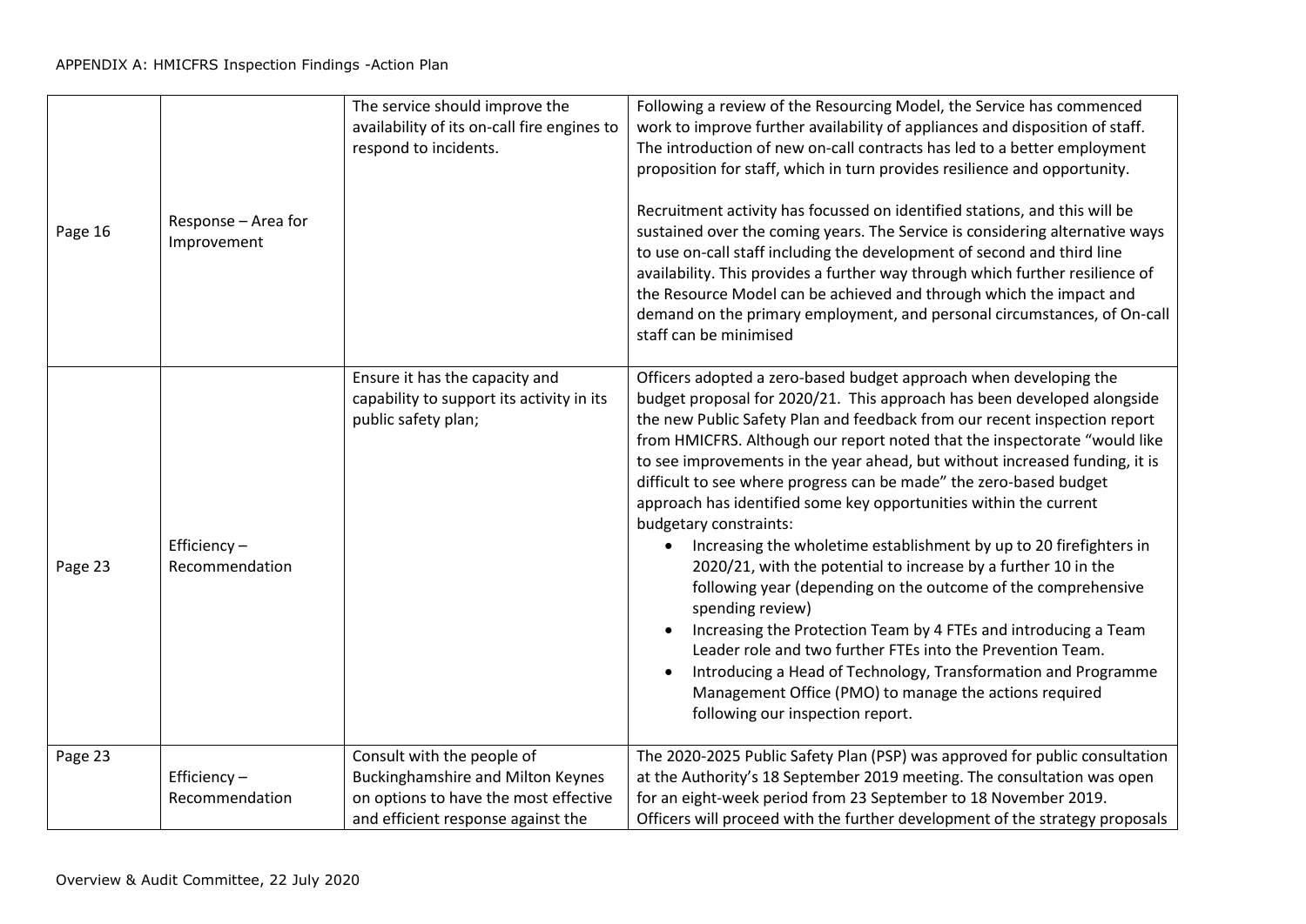APPENDIX A: HMICFRS Inspection Findings -Action Plan

| | | | |
|---|---|---|---|
| Page 16 | Response – Area for Improvement | The service should improve the availability of its on-call fire engines to respond to incidents. | Following a review of the Resourcing Model, the Service has commenced work to improve further availability of appliances and disposition of staff. The introduction of new on-call contracts has led to a better employment proposition for staff, which in turn provides resilience and opportunity.<br><br>Recruitment activity has focussed on identified stations, and this will be sustained over the coming years. The Service is considering alternative ways to use on-call staff including the development of second and third line availability. This provides a further way through which further resilience of the Resource Model can be achieved and through which the impact and demand on the primary employment, and personal circumstances, of On-call staff can be minimised |
| Page 23 | Efficiency – Recommendation | Ensure it has the capacity and capability to support its activity in its public safety plan; | Officers adopted a zero-based budget approach when developing the budget proposal for 2020/21. This approach has been developed alongside the new Public Safety Plan and feedback from our recent inspection report from HMICFRS. Although our report noted that the inspectorate "would like to see improvements in the year ahead, but without increased funding, it is difficult to see where progress can be made" the zero-based budget approach has identified some key opportunities within the current budgetary constraints:<br>• Increasing the wholetime establishment by up to 20 firefighters in 2020/21, with the potential to increase by a further 10 in the following year (depending on the outcome of the comprehensive spending review)<br>• Increasing the Protection Team by 4 FTEs and introducing a Team Leader role and two further FTEs into the Prevention Team.<br>• Introducing a Head of Technology, Transformation and Programme Management Office (PMO) to manage the actions required following our inspection report. |
| Page 23 | Efficiency – Recommendation | Consult with the people of Buckinghamshire and Milton Keynes on options to have the most effective and efficient response against the | The 2020-2025 Public Safety Plan (PSP) was approved for public consultation at the Authority's 18 September 2019 meeting. The consultation was open for an eight-week period from 23 September to 18 November 2019. Officers will proceed with the further development of the strategy proposals |

Overview & Audit Committee, 22 July 2020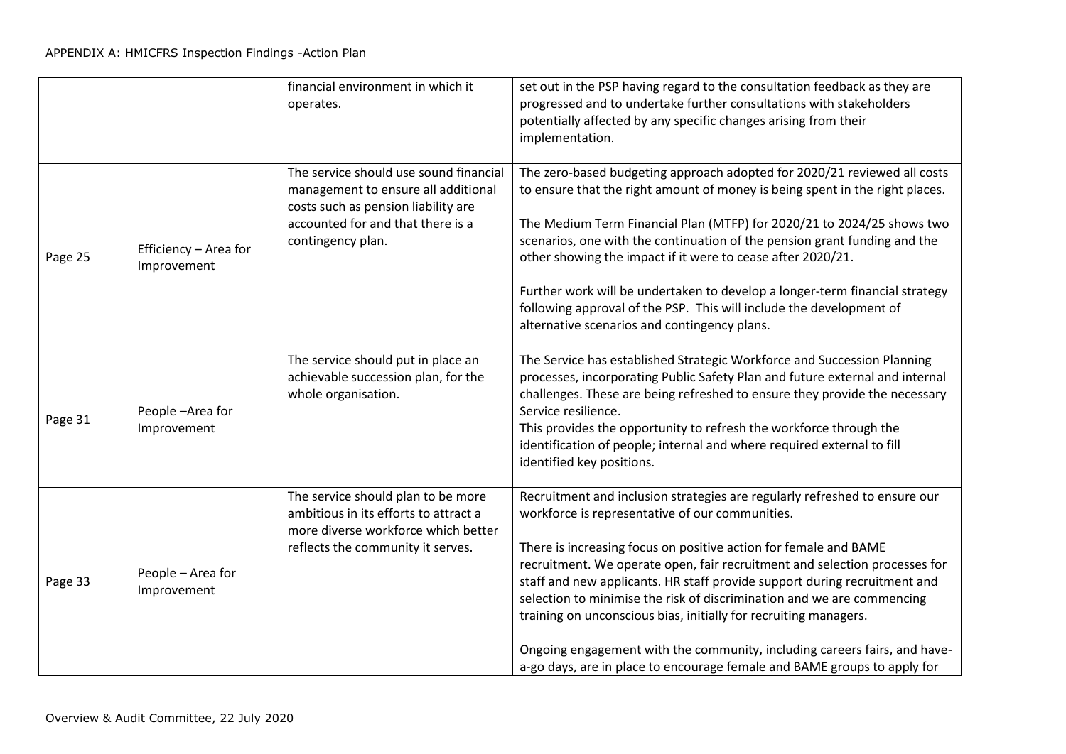| | | financial environment in which it operates. | set out in the PSP having regard to the consultation feedback as they are progressed and to undertake further consultations with stakeholders potentially affected by any specific changes arising from their implementation. |
|---|---|---|---|
| Page 25 | Efficiency – Area for Improvement | The service should use sound financial management to ensure all additional costs such as pension liability are accounted for and that there is a contingency plan. | The zero-based budgeting approach adopted for 2020/21 reviewed all costs to ensure that the right amount of money is being spent in the right places.<br><br>The Medium Term Financial Plan (MTFP) for 2020/21 to 2024/25 shows two scenarios, one with the continuation of the pension grant funding and the other showing the impact if it were to cease after 2020/21.<br><br>Further work will be undertaken to develop a longer-term financial strategy following approval of the PSP. This will include the development of alternative scenarios and contingency plans. |
| Page 31 | People –Area for Improvement | The service should put in place an achievable succession plan, for the whole organisation. | The Service has established Strategic Workforce and Succession Planning processes, incorporating Public Safety Plan and future external and internal challenges. These are being refreshed to ensure they provide the necessary Service resilience.<br>This provides the opportunity to refresh the workforce through the identification of people; internal and where required external to fill identified key positions. |
| Page 33 | People – Area for Improvement | The service should plan to be more ambitious in its efforts to attract a more diverse workforce which better reflects the community it serves. | Recruitment and inclusion strategies are regularly refreshed to ensure our workforce is representative of our communities.<br><br>There is increasing focus on positive action for female and BAME recruitment. We operate open, fair recruitment and selection processes for staff and new applicants. HR staff provide support during recruitment and selection to minimise the risk of discrimination and we are commencing training on unconscious bias, initially for recruiting managers.<br><br>Ongoing engagement with the community, including careers fairs, and have-a-go days, are in place to encourage female and BAME groups to apply for |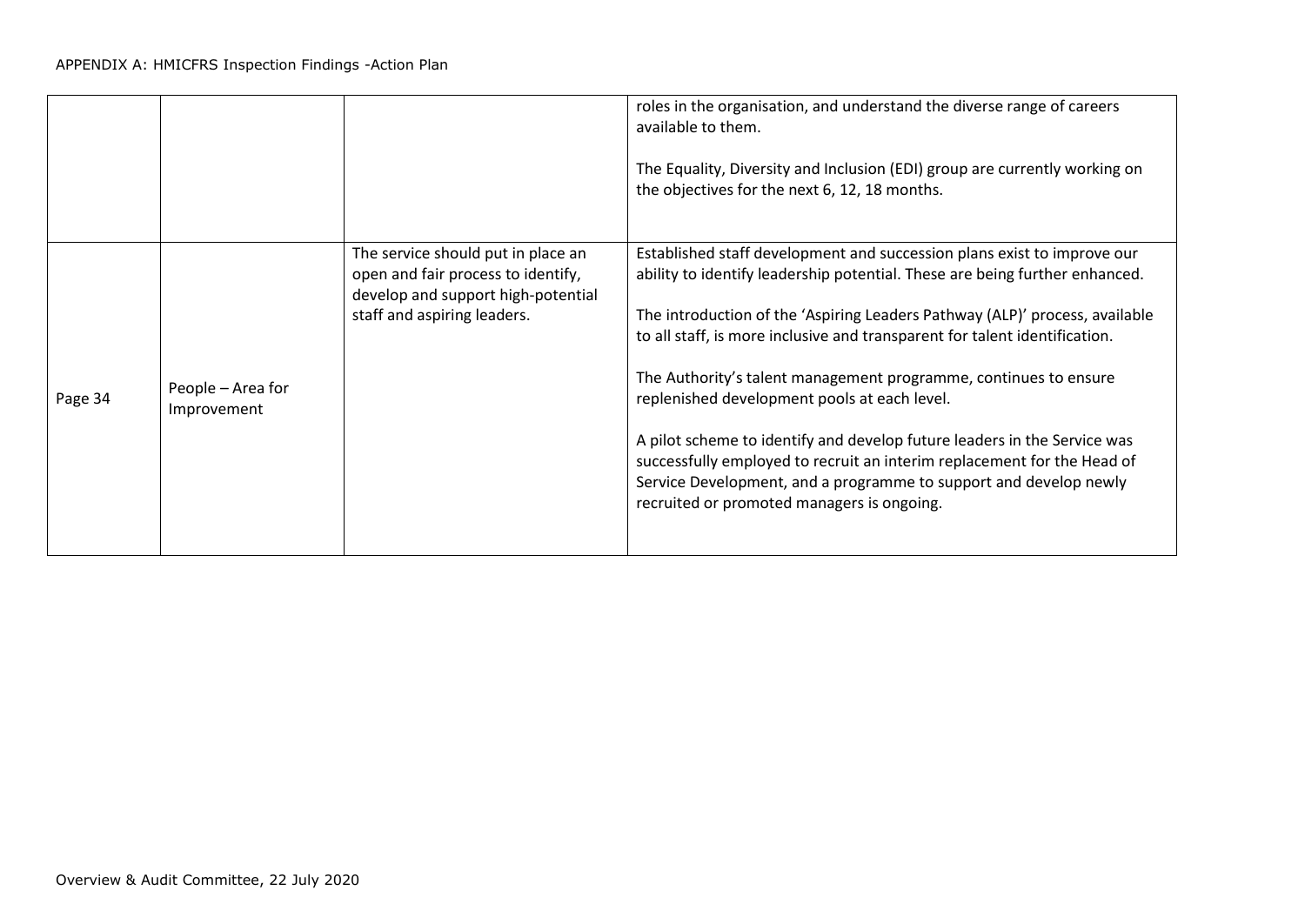| | | | |
|---|---|---|---|
| | | | roles in the organisation, and understand the diverse range of careers available to them.<br><br>The Equality, Diversity and Inclusion (EDI) group are currently working on the objectives for the next 6, 12, 18 months. |
| Page 34 | People – Area for Improvement | The service should put in place an open and fair process to identify, develop and support high-potential staff and aspiring leaders. | Established staff development and succession plans exist to improve our ability to identify leadership potential. These are being further enhanced.<br><br>The introduction of the 'Aspiring Leaders Pathway (ALP)' process, available to all staff, is more inclusive and transparent for talent identification.<br><br>The Authority's talent management programme, continues to ensure replenished development pools at each level.<br><br>A pilot scheme to identify and develop future leaders in the Service was successfully employed to recruit an interim replacement for the Head of Service Development, and a programme to support and develop newly recruited or promoted managers is ongoing. |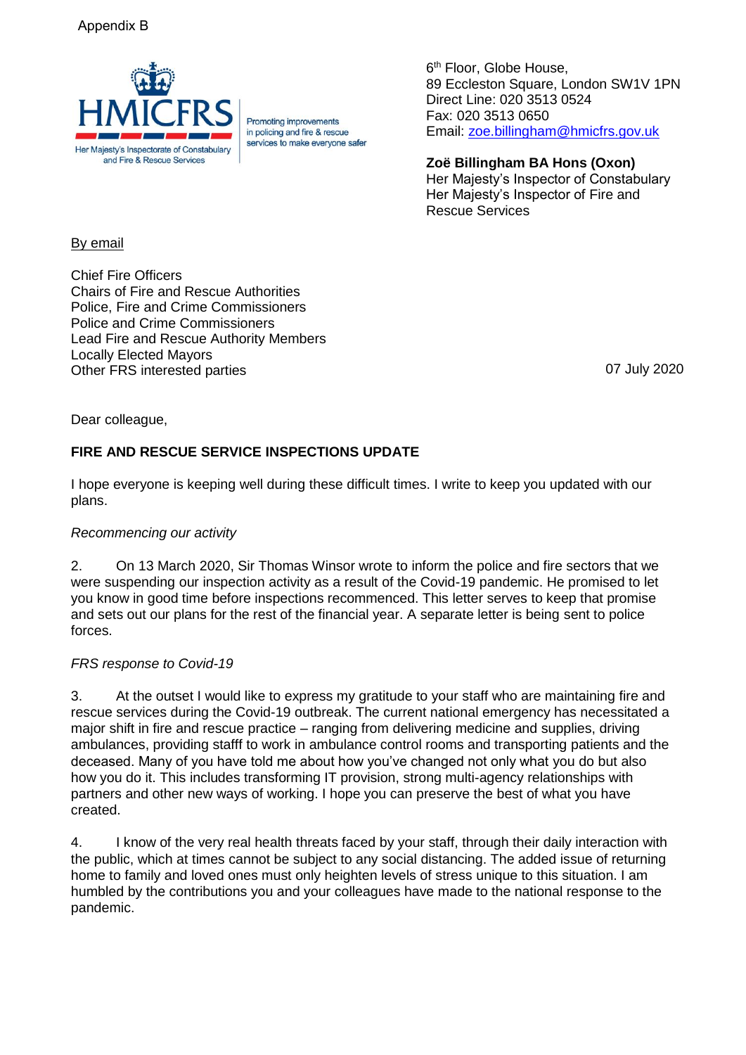Appendix B

HMICFRS

Her Majesty's Inspectorate of Constabulary and Fire & Rescue Services

Promoting improvements in policing and fire & rescue services to make everyone safer

6th Floor, Globe House,
89 Eccleston Square, London SW1V 1PN
Direct Line: 020 3513 0524
Fax: 020 3513 0650
Email: zoe.billingham@hmicfrs.gov.uk

**Zoë Billingham BA Hons (Oxon)**
Her Majesty's Inspector of Constabulary
Her Majesty's Inspector of Fire and Rescue Services

By email

Chief Fire Officers
Chairs of Fire and Rescue Authorities
Police, Fire and Crime Commissioners
Police and Crime Commissioners
Lead Fire and Rescue Authority Members
Locally Elected Mayors
Other FRS interested parties

07 July 2020

Dear colleague,

**FIRE AND RESCUE SERVICE INSPECTIONS UPDATE**

I hope everyone is keeping well during these difficult times. I write to keep you updated with our plans.

*Recommencing our activity*

2. On 13 March 2020, Sir Thomas Winsor wrote to inform the police and fire sectors that we were suspending our inspection activity as a result of the Covid-19 pandemic. He promised to let you know in good time before inspections recommenced. This letter serves to keep that promise and sets out our plans for the rest of the financial year. A separate letter is being sent to police forces.

*FRS response to Covid-19*

3. At the outset I would like to express my gratitude to your staff who are maintaining fire and rescue services during the Covid-19 outbreak. The current national emergency has necessitated a major shift in fire and rescue practice – ranging from delivering medicine and supplies, driving ambulances, providing stafff to work in ambulance control rooms and transporting patients and the deceased. Many of you have told me about how you've changed not only what you do but also how you do it. This includes transforming IT provision, strong multi-agency relationships with partners and other new ways of working. I hope you can preserve the best of what you have created.

4. I know of the very real health threats faced by your staff, through their daily interaction with the public, which at times cannot be subject to any social distancing. The added issue of returning home to family and loved ones must only heighten levels of stress unique to this situation. I am humbled by the contributions you and your colleagues have made to the national response to the pandemic.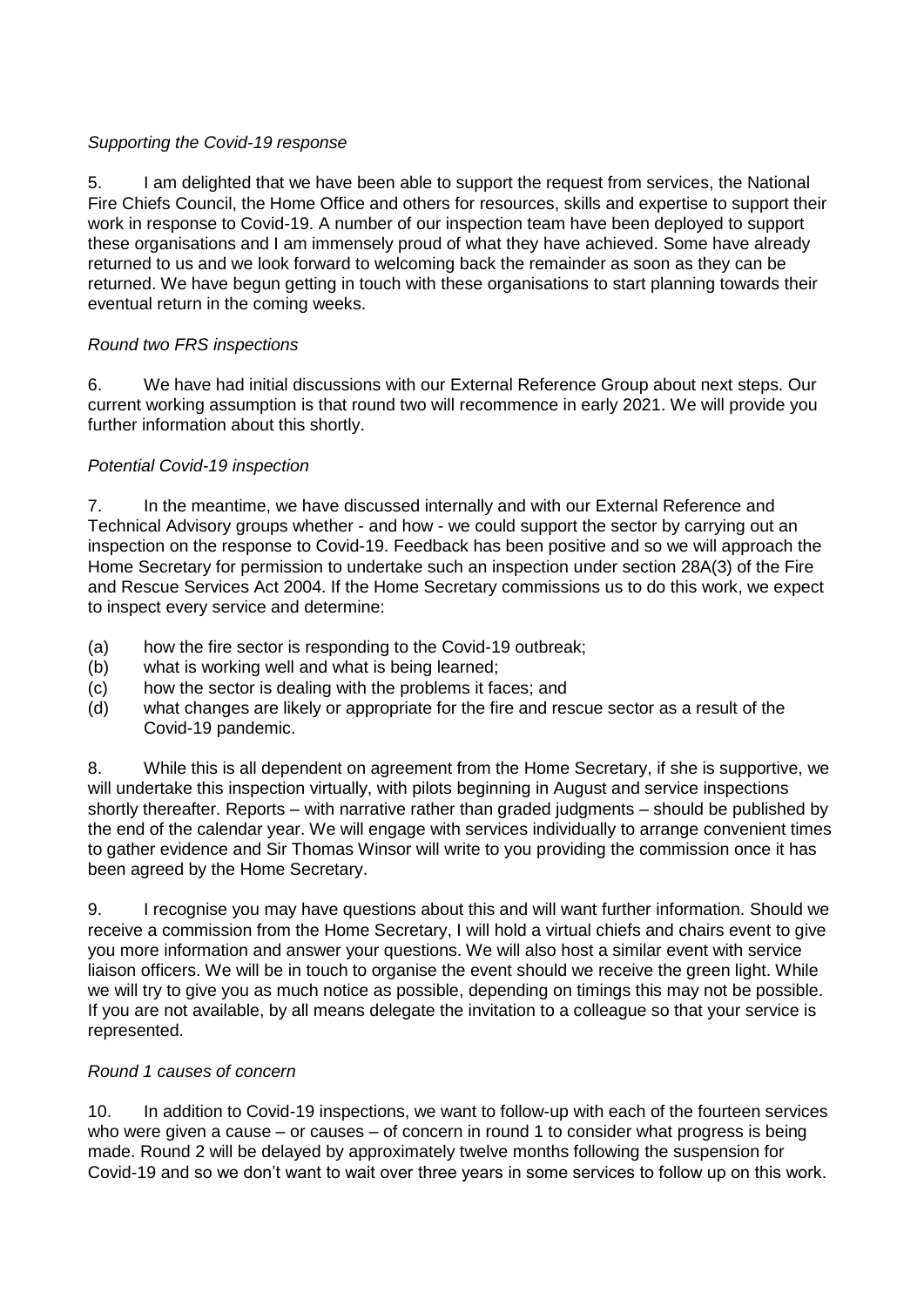*Supporting the Covid-19 response*

5. I am delighted that we have been able to support the request from services, the National Fire Chiefs Council, the Home Office and others for resources, skills and expertise to support their work in response to Covid-19. A number of our inspection team have been deployed to support these organisations and I am immensely proud of what they have achieved. Some have already returned to us and we look forward to welcoming back the remainder as soon as they can be returned. We have begun getting in touch with these organisations to start planning towards their eventual return in the coming weeks.

*Round two FRS inspections*

6. We have had initial discussions with our External Reference Group about next steps. Our current working assumption is that round two will recommence in early 2021. We will provide you further information about this shortly.

*Potential Covid-19 inspection*

7. In the meantime, we have discussed internally and with our External Reference and Technical Advisory groups whether - and how - we could support the sector by carrying out an inspection on the response to Covid-19. Feedback has been positive and so we will approach the Home Secretary for permission to undertake such an inspection under section 28A(3) of the Fire and Rescue Services Act 2004. If the Home Secretary commissions us to do this work, we expect to inspect every service and determine:

(a) how the fire sector is responding to the Covid-19 outbreak;
(b) what is working well and what is being learned;
(c) how the sector is dealing with the problems it faces; and
(d) what changes are likely or appropriate for the fire and rescue sector as a result of the Covid-19 pandemic.

8. While this is all dependent on agreement from the Home Secretary, if she is supportive, we will undertake this inspection virtually, with pilots beginning in August and service inspections shortly thereafter. Reports – with narrative rather than graded judgments – should be published by the end of the calendar year. We will engage with services individually to arrange convenient times to gather evidence and Sir Thomas Winsor will write to you providing the commission once it has been agreed by the Home Secretary.

9. I recognise you may have questions about this and will want further information. Should we receive a commission from the Home Secretary, I will hold a virtual chiefs and chairs event to give you more information and answer your questions. We will also host a similar event with service liaison officers. We will be in touch to organise the event should we receive the green light. While we will try to give you as much notice as possible, depending on timings this may not be possible. If you are not available, by all means delegate the invitation to a colleague so that your service is represented.

*Round 1 causes of concern*

10. In addition to Covid-19 inspections, we want to follow-up with each of the fourteen services who were given a cause – or causes – of concern in round 1 to consider what progress is being made. Round 2 will be delayed by approximately twelve months following the suspension for Covid-19 and so we don't want to wait over three years in some services to follow up on this work.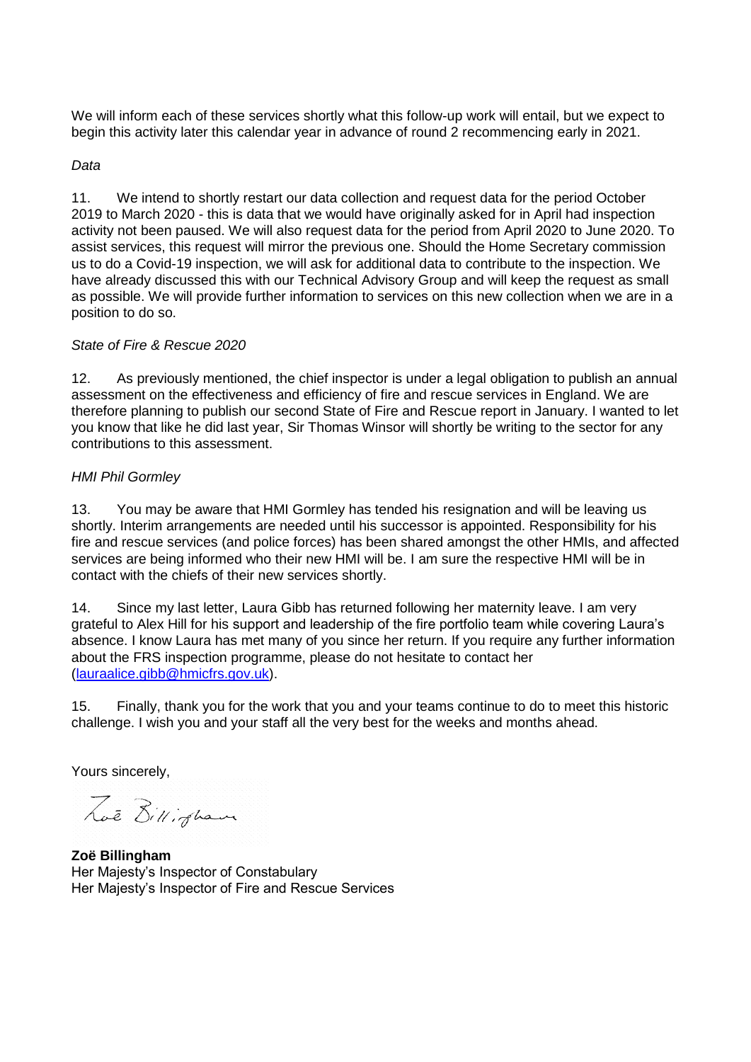We will inform each of these services shortly what this follow-up work will entail, but we expect to begin this activity later this calendar year in advance of round 2 recommencing early in 2021.

*Data*

11. We intend to shortly restart our data collection and request data for the period October 2019 to March 2020 - this is data that we would have originally asked for in April had inspection activity not been paused. We will also request data for the period from April 2020 to June 2020. To assist services, this request will mirror the previous one. Should the Home Secretary commission us to do a Covid-19 inspection, we will ask for additional data to contribute to the inspection. We have already discussed this with our Technical Advisory Group and will keep the request as small as possible. We will provide further information to services on this new collection when we are in a position to do so.

*State of Fire & Rescue 2020*

12. As previously mentioned, the chief inspector is under a legal obligation to publish an annual assessment on the effectiveness and efficiency of fire and rescue services in England. We are therefore planning to publish our second State of Fire and Rescue report in January. I wanted to let you know that like he did last year, Sir Thomas Winsor will shortly be writing to the sector for any contributions to this assessment.

*HMI Phil Gormley*

13. You may be aware that HMI Gormley has tended his resignation and will be leaving us shortly. Interim arrangements are needed until his successor is appointed. Responsibility for his fire and rescue services (and police forces) has been shared amongst the other HMIs, and affected services are being informed who their new HMI will be. I am sure the respective HMI will be in contact with the chiefs of their new services shortly.

14. Since my last letter, Laura Gibb has returned following her maternity leave. I am very grateful to Alex Hill for his support and leadership of the fire portfolio team while covering Laura's absence. I know Laura has met many of you since her return. If you require any further information about the FRS inspection programme, please do not hesitate to contact her (lauraalice.gibb@hmicfrs.gov.uk).

15. Finally, thank you for the work that you and your teams continue to do to meet this historic challenge. I wish you and your staff all the very best for the weeks and months ahead.

Yours sincerely,

Zoë Billingham

**Zoë Billingham**
Her Majesty's Inspector of Constabulary
Her Majesty's Inspector of Fire and Rescue Services